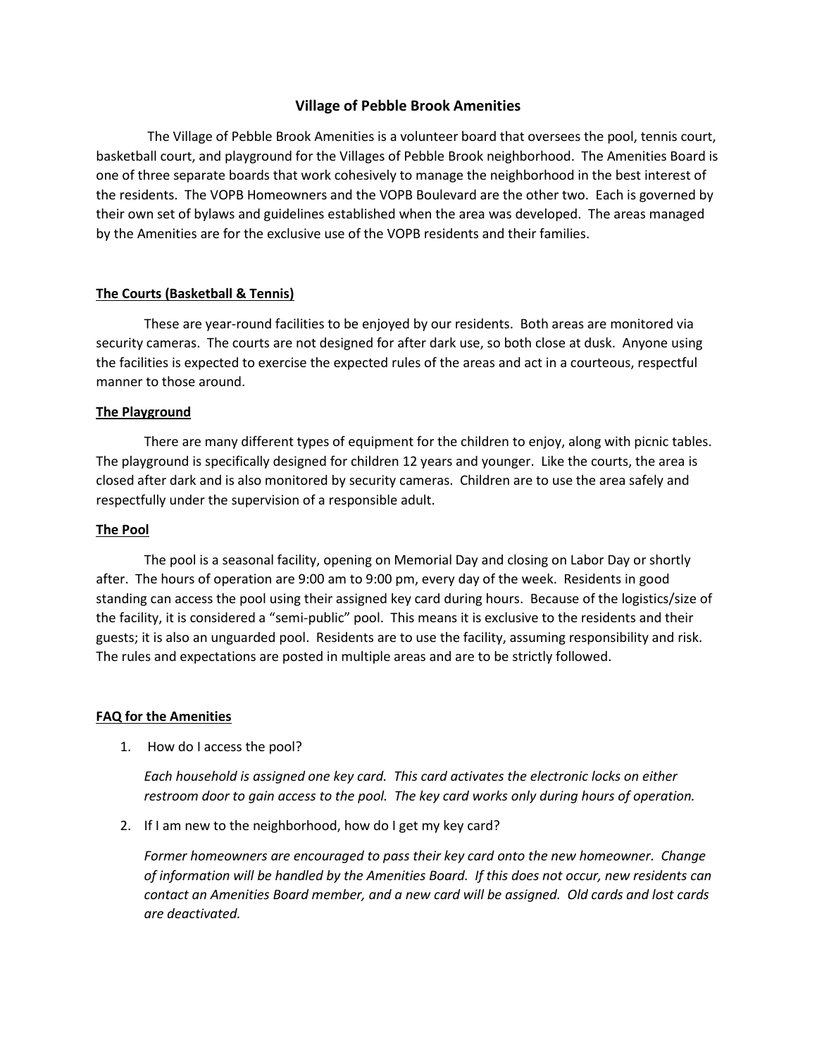# Village of Pebble Brook Amenities

The Village of Pebble Brook Amenities is a volunteer board that oversees the pool, tennis court, basketball court, and playground for the Villages of Pebble Brook neighborhood. The Amenities Board is one of three separate boards that work cohesively to manage the neighborhood in the best interest of the residents. The VOPB Homeowners and the VOPB Boulevard are the other two. Each is governed by their own set of bylaws and guidelines established when the area was developed. The areas managed by the Amenities are for the exclusive use of the VOPB residents and their families.

## The Courts (Basketball & Tennis)

These are year-round facilities to be enjoyed by our residents. Both areas are monitored via security cameras. The courts are not designed for after dark use, so both close at dusk. Anyone using the facilities is expected to exercise the expected rules of the areas and act in a courteous, respectful manner to those around.

## The Playground

There are many different types of equipment for the children to enjoy, along with picnic tables. The playground is specifically designed for children 12 years and younger. Like the courts, the area is closed after dark and is also monitored by security cameras. Children are to use the area safely and respectfully under the supervision of a responsible adult.

## The Pool

The pool is a seasonal facility, opening on Memorial Day and closing on Labor Day or shortly after. The hours of operation are 9:00 am to 9:00 pm, every day of the week. Residents in good standing can access the pool using their assigned key card during hours. Because of the logistics/size of the facility, it is considered a "semi-public" pool. This means it is exclusive to the residents and their guests; it is also an unguarded pool. Residents are to use the facility, assuming responsibility and risk. The rules and expectations are posted in multiple areas and are to be strictly followed.

## FAQ for the Amenities

1. How do I access the pool?

   *Each household is assigned one key card. This card activates the electronic locks on either restroom door to gain access to the pool. The key card works only during hours of operation.*

2. If I am new to the neighborhood, how do I get my key card?

   *Former homeowners are encouraged to pass their key card onto the new homeowner. Change of information will be handled by the Amenities Board. If this does not occur, new residents can contact an Amenities Board member, and a new card will be assigned. Old cards and lost cards are deactivated.*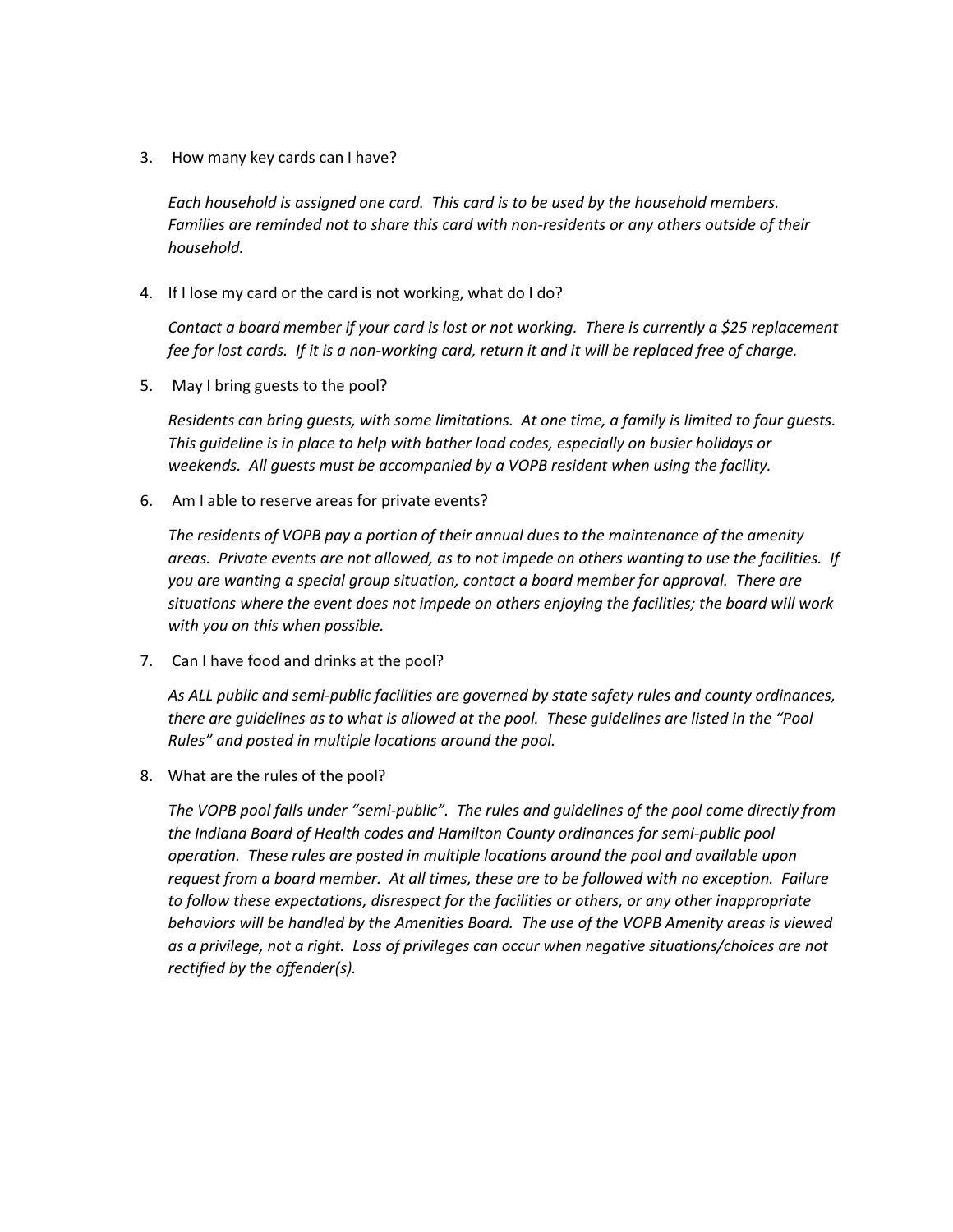3. How many key cards can I have?

   *Each household is assigned one card. This card is to be used by the household members. Families are reminded not to share this card with non-residents or any others outside of their household.*

4. If I lose my card or the card is not working, what do I do?

   *Contact a board member if your card is lost or not working. There is currently a $25 replacement fee for lost cards. If it is a non-working card, return it and it will be replaced free of charge.*

5. May I bring guests to the pool?

   *Residents can bring guests, with some limitations. At one time, a family is limited to four guests. This guideline is in place to help with bather load codes, especially on busier holidays or weekends. All guests must be accompanied by a VOPB resident when using the facility.*

6. Am I able to reserve areas for private events?

   *The residents of VOPB pay a portion of their annual dues to the maintenance of the amenity areas. Private events are not allowed, as to not impede on others wanting to use the facilities. If you are wanting a special group situation, contact a board member for approval. There are situations where the event does not impede on others enjoying the facilities; the board will work with you on this when possible.*

7. Can I have food and drinks at the pool?

   *As ALL public and semi-public facilities are governed by state safety rules and county ordinances, there are guidelines as to what is allowed at the pool. These guidelines are listed in the "Pool Rules" and posted in multiple locations around the pool.*

8. What are the rules of the pool?

   *The VOPB pool falls under "semi-public". The rules and guidelines of the pool come directly from the Indiana Board of Health codes and Hamilton County ordinances for semi-public pool operation. These rules are posted in multiple locations around the pool and available upon request from a board member. At all times, these are to be followed with no exception. Failure to follow these expectations, disrespect for the facilities or others, or any other inappropriate behaviors will be handled by the Amenities Board. The use of the VOPB Amenity areas is viewed as a privilege, not a right. Loss of privileges can occur when negative situations/choices are not rectified by the offender(s).*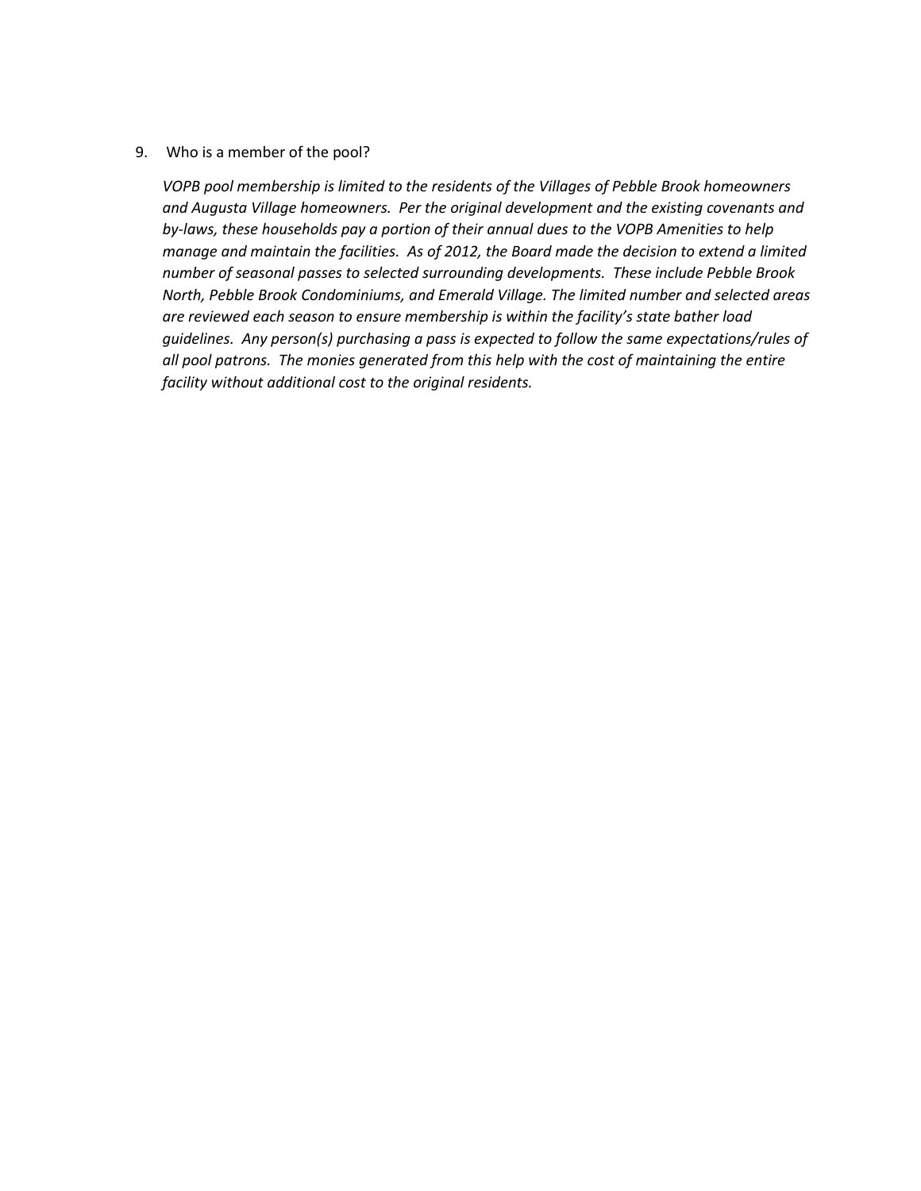9. Who is a member of the pool?

   *VOPB pool membership is limited to the residents of the Villages of Pebble Brook homeowners and Augusta Village homeowners. Per the original development and the existing covenants and by-laws, these households pay a portion of their annual dues to the VOPB Amenities to help manage and maintain the facilities. As of 2012, the Board made the decision to extend a limited number of seasonal passes to selected surrounding developments. These include Pebble Brook North, Pebble Brook Condominiums, and Emerald Village. The limited number and selected areas are reviewed each season to ensure membership is within the facility's state bather load guidelines. Any person(s) purchasing a pass is expected to follow the same expectations/rules of all pool patrons. The monies generated from this help with the cost of maintaining the entire facility without additional cost to the original residents.*